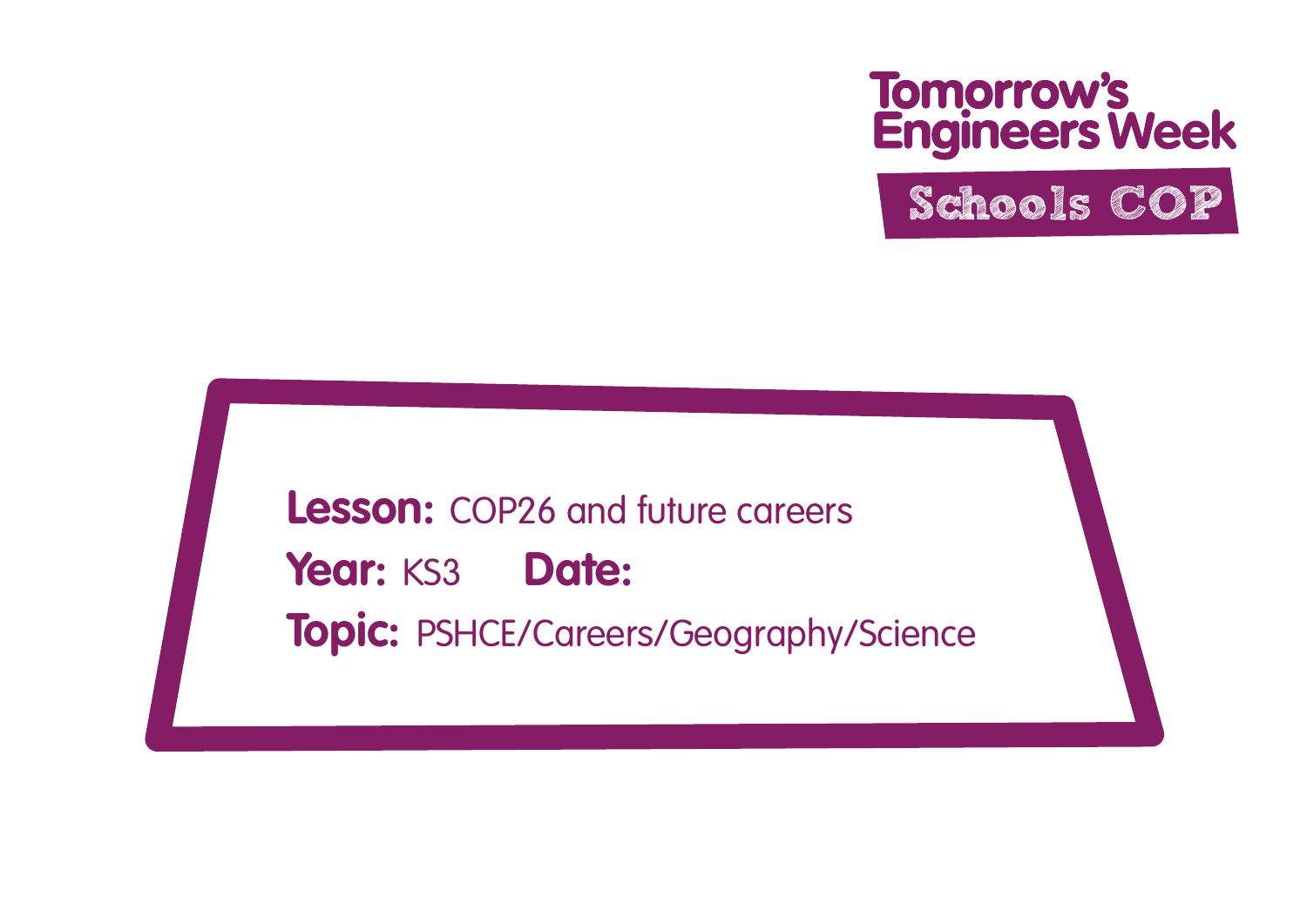Tomorrow's Engineers Week

Schools COP

**Lesson:** COP26 and future careers

**Year:** KS3 **Date:**

**Topic:** PSHCE/Careers/Geography/Science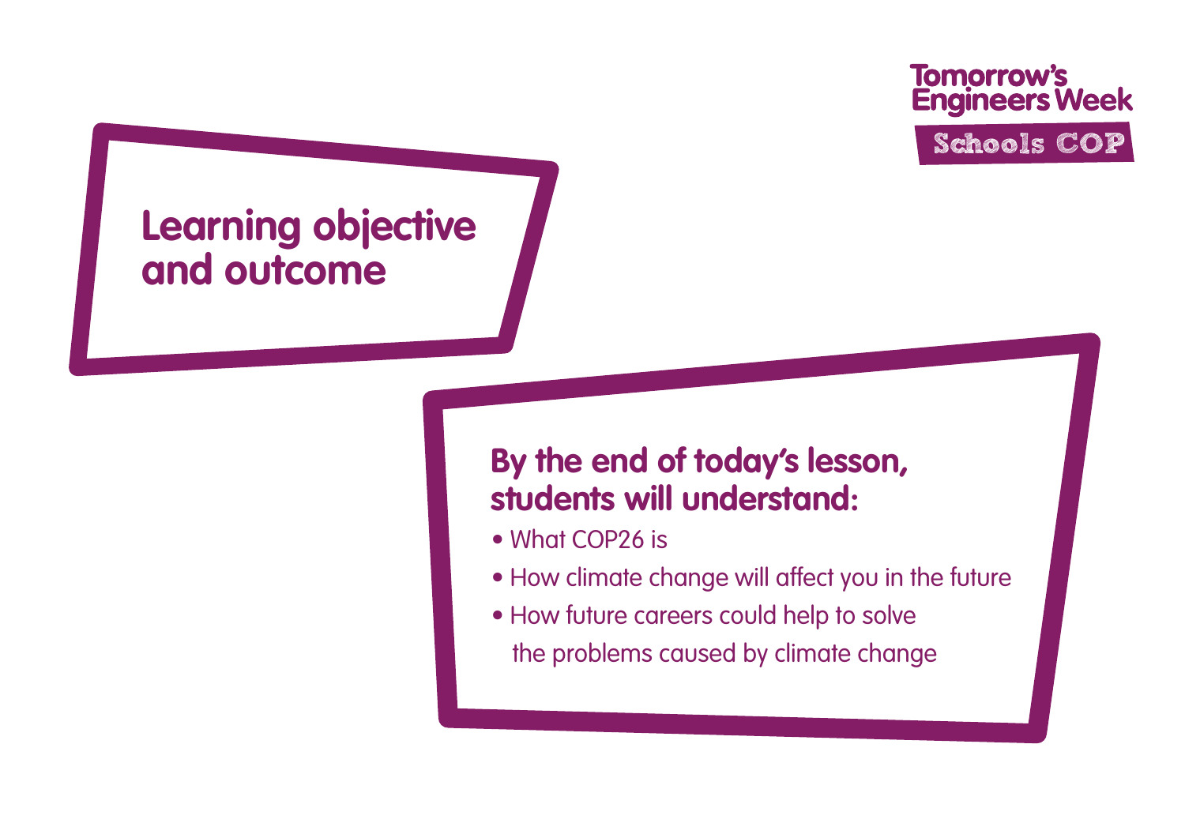Tomorrow's Engineers Week

Schools COP

# Learning objective and outcome

## By the end of today's lesson, students will understand:

- What COP26 is
- How climate change will affect you in the future
- How future careers could help to solve the problems caused by climate change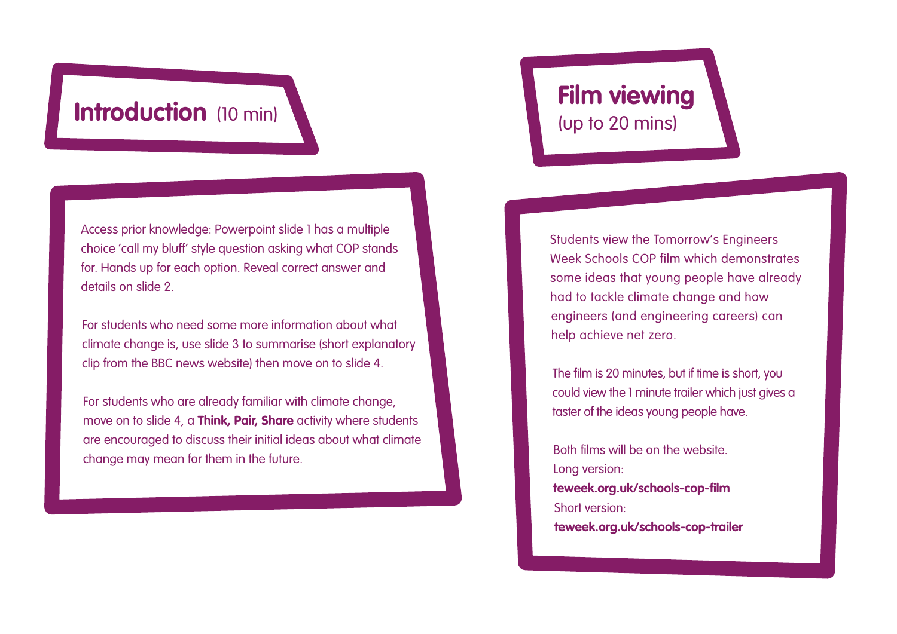## **Introduction** (10 min)

Access prior knowledge: Powerpoint slide 1 has a multiple choice 'call my bluff' style question asking what COP stands for. Hands up for each option. Reveal correct answer and details on slide 2.

For students who need some more information about what climate change is, use slide 3 to summarise (short explanatory clip from the BBC news website) then move on to slide 4.

For students who are already familiar with climate change, move on to slide 4, a **Think, Pair, Share** activity where students are encouraged to discuss their initial ideas about what climate change may mean for them in the future.

## **Film viewing** (up to 20 mins)

Students view the Tomorrow's Engineers Week Schools COP film which demonstrates some ideas that young people have already had to tackle climate change and how engineers (and engineering careers) can help achieve net zero.

The film is 20 minutes, but if time is short, you could view the 1 minute trailer which just gives a taster of the ideas young people have.

Both films will be on the website.
Long version:
**teweek.org.uk/schools-cop-film**
Short version:
**teweek.org.uk/schools-cop-trailer**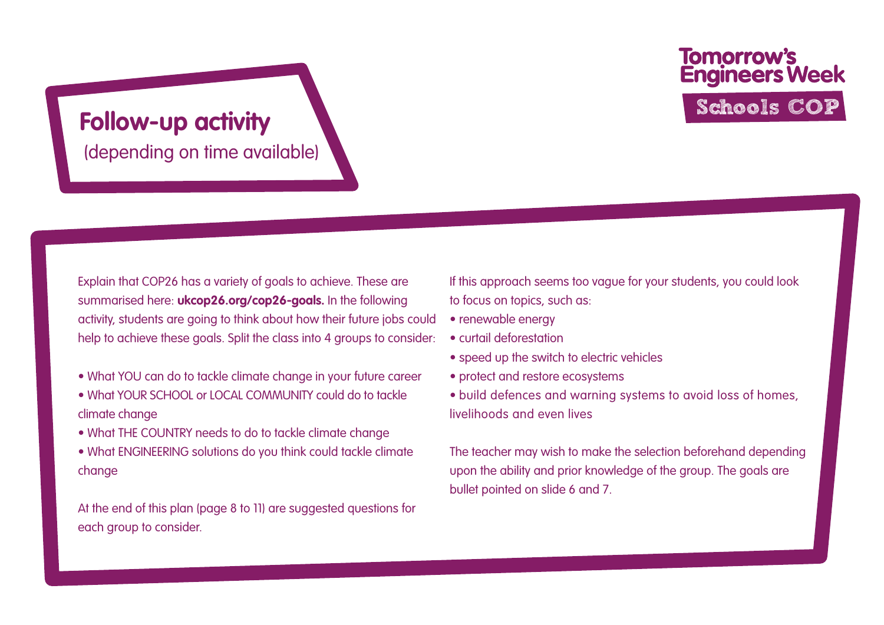# Follow-up activity

(depending on time available)

Explain that COP26 has a variety of goals to achieve. These are summarised here: **ukcop26.org/cop26-goals.** In the following activity, students are going to think about how their future jobs could help to achieve these goals. Split the class into 4 groups to consider:

- What YOU can do to tackle climate change in your future career
- What YOUR SCHOOL or LOCAL COMMUNITY could do to tackle climate change
- What THE COUNTRY needs to do to tackle climate change
- What ENGINEERING solutions do you think could tackle climate change

At the end of this plan (page 8 to 11) are suggested questions for each group to consider.

If this approach seems too vague for your students, you could look to focus on topics, such as:

- renewable energy
- curtail deforestation
- speed up the switch to electric vehicles
- protect and restore ecosystems
- build defences and warning systems to avoid loss of homes, livelihoods and even lives

The teacher may wish to make the selection beforehand depending upon the ability and prior knowledge of the group. The goals are bullet pointed on slide 6 and 7.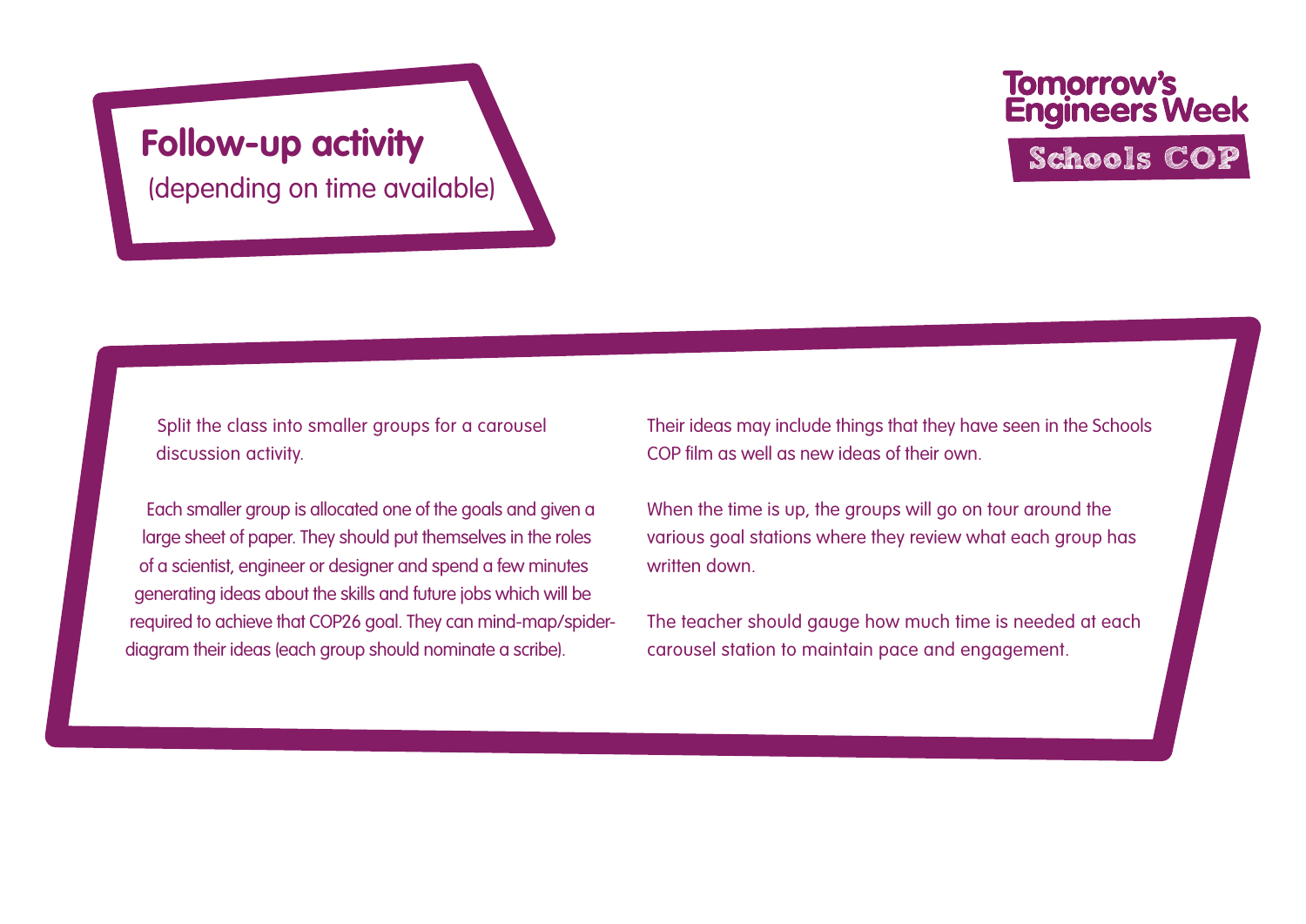## Follow-up activity

(depending on time available)

Split the class into smaller groups for a carousel discussion activity.

Each smaller group is allocated one of the goals and given a large sheet of paper. They should put themselves in the roles of a scientist, engineer or designer and spend a few minutes generating ideas about the skills and future jobs which will be required to achieve that COP26 goal. They can mind-map/spider-diagram their ideas (each group should nominate a scribe).

Their ideas may include things that they have seen in the Schools COP film as well as new ideas of their own.

When the time is up, the groups will go on tour around the various goal stations where they review what each group has written down.

The teacher should gauge how much time is needed at each carousel station to maintain pace and engagement.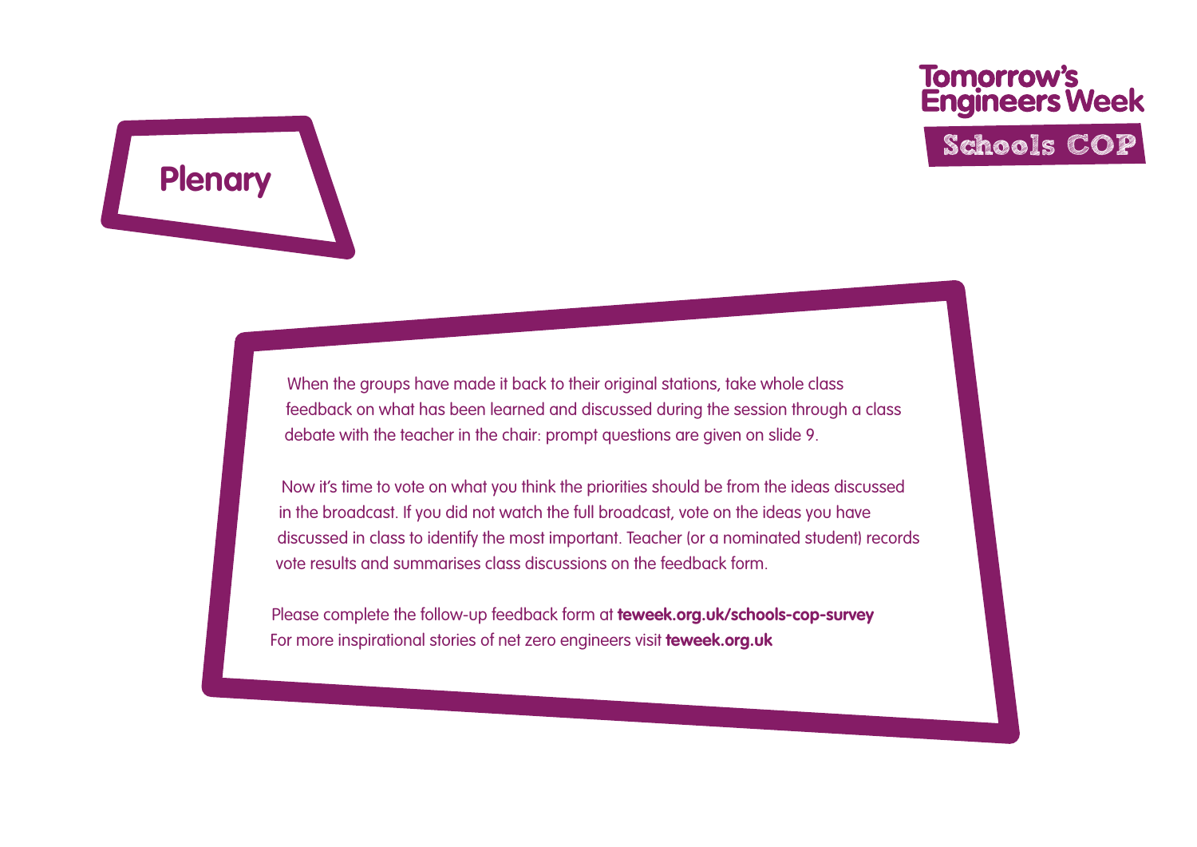# Plenary

When the groups have made it back to their original stations, take whole class feedback on what has been learned and discussed during the session through a class debate with the teacher in the chair: prompt questions are given on slide 9.

Now it's time to vote on what you think the priorities should be from the ideas discussed in the broadcast. If you did not watch the full broadcast, vote on the ideas you have discussed in class to identify the most important. Teacher (or a nominated student) records vote results and summarises class discussions on the feedback form.

Please complete the follow-up feedback form at **teweek.org.uk/schools-cop-survey**
For more inspirational stories of net zero engineers visit **teweek.org.uk**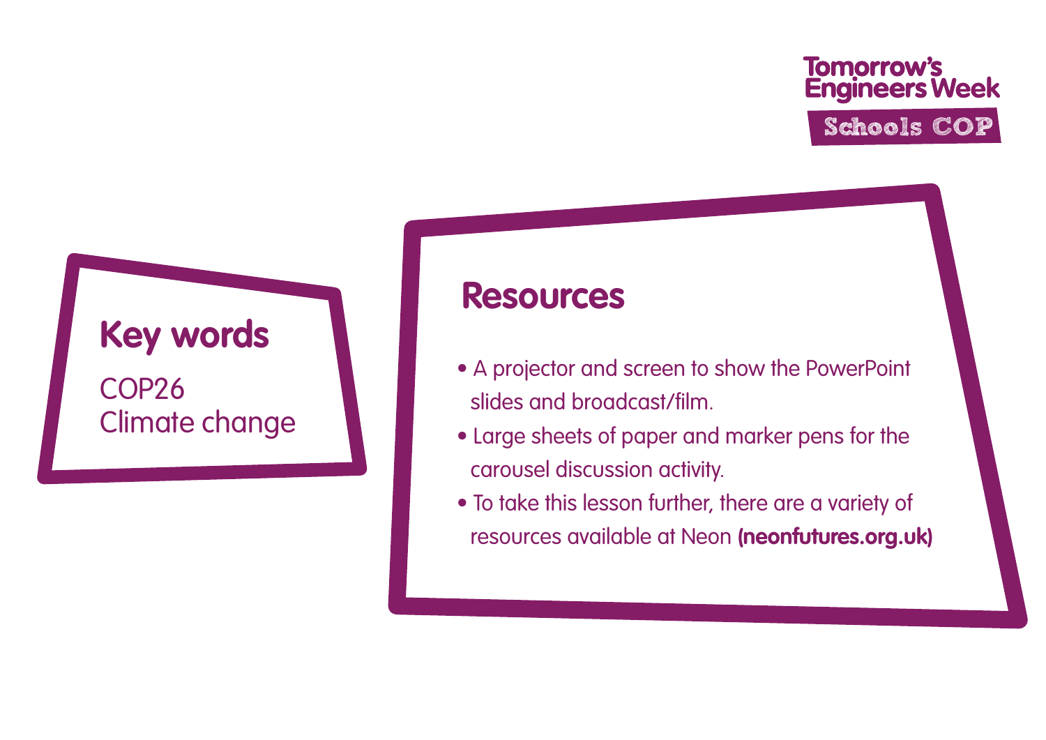Tomorrow's Engineers Week

Schools COP

## Key words

COP26
Climate change

## Resources

- A projector and screen to show the PowerPoint slides and broadcast/film.
- Large sheets of paper and marker pens for the carousel discussion activity.
- To take this lesson further, there are a variety of resources available at Neon **(neonfutures.org.uk)**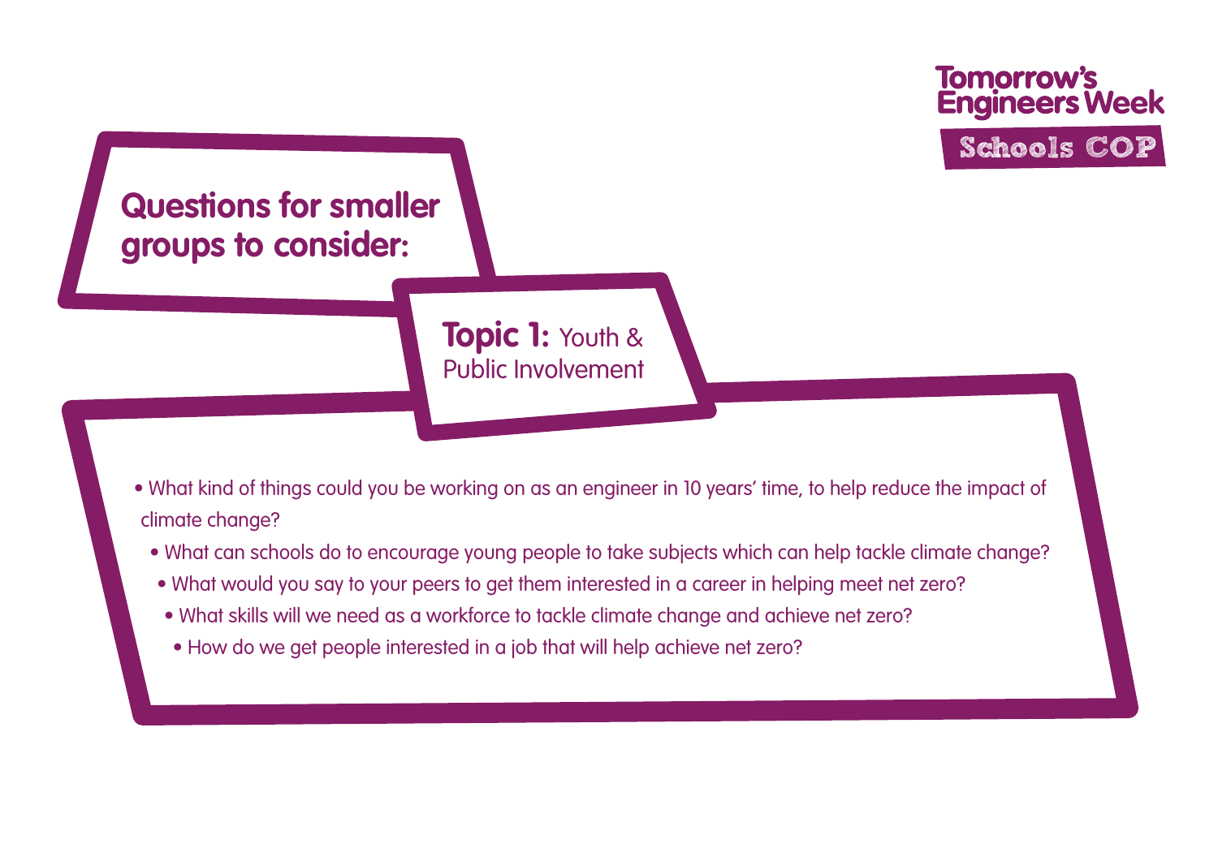Tomorrow's Engineers Week

Schools COP

## Questions for smaller groups to consider:

### Topic 1: Youth & Public Involvement

- What kind of things could you be working on as an engineer in 10 years' time, to help reduce the impact of climate change?
- What can schools do to encourage young people to take subjects which can help tackle climate change?
- What would you say to your peers to get them interested in a career in helping meet net zero?
- What skills will we need as a workforce to tackle climate change and achieve net zero?
- How do we get people interested in a job that will help achieve net zero?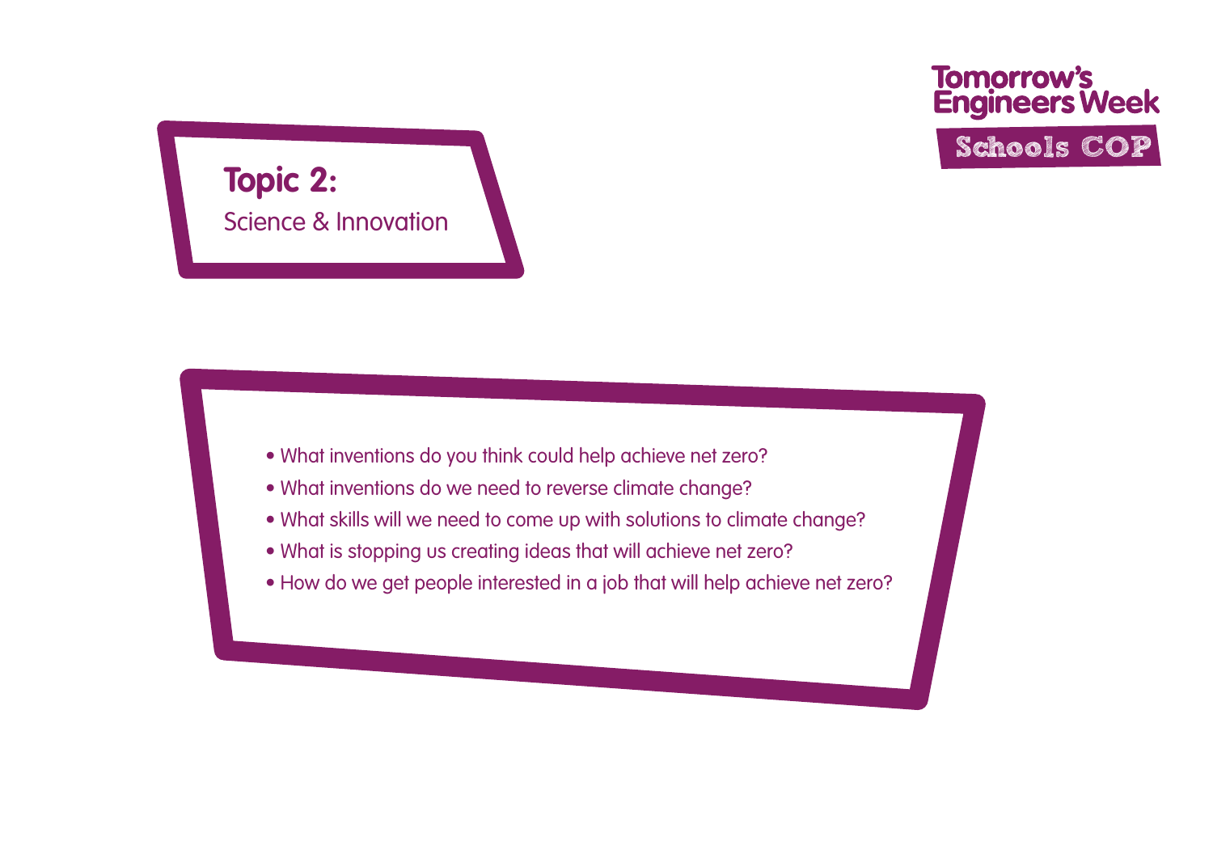# Topic 2:

## Science & Innovation

- What inventions do you think could help achieve net zero?
- What inventions do we need to reverse climate change?
- What skills will we need to come up with solutions to climate change?
- What is stopping us creating ideas that will achieve net zero?
- How do we get people interested in a job that will help achieve net zero?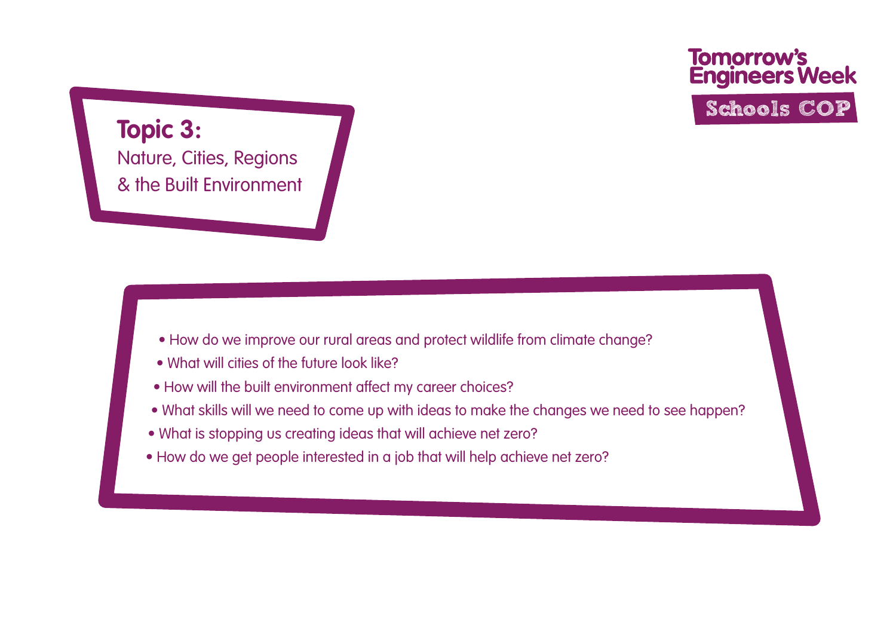Tomorrow's Engineers Week

Schools COP

## Topic 3:

Nature, Cities, Regions & the Built Environment

- How do we improve our rural areas and protect wildlife from climate change?
- What will cities of the future look like?
- How will the built environment affect my career choices?
- What skills will we need to come up with ideas to make the changes we need to see happen?
- What is stopping us creating ideas that will achieve net zero?
- How do we get people interested in a job that will help achieve net zero?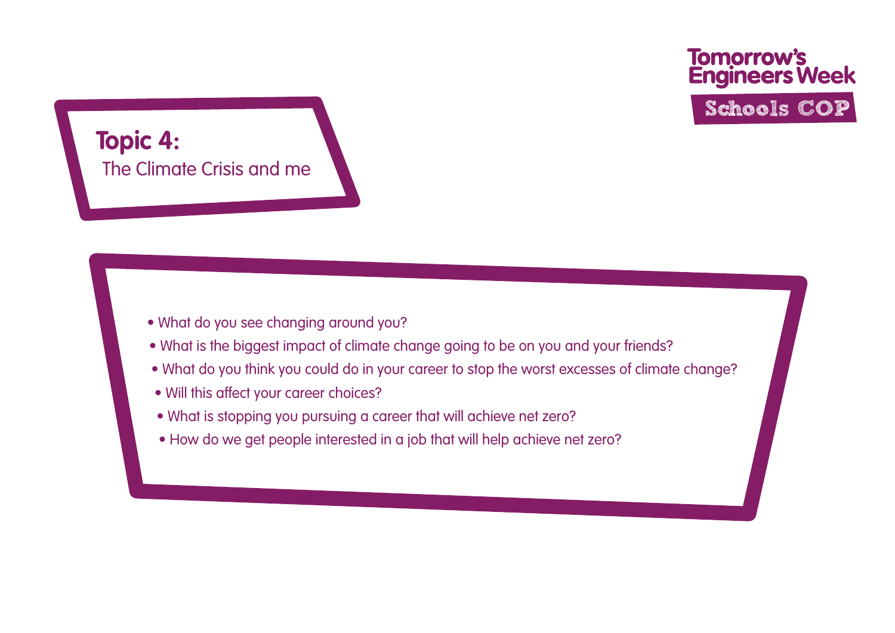Tomorrow's Engineers Week

Schools COP

## Topic 4:

The Climate Crisis and me

- What do you see changing around you?
- What is the biggest impact of climate change going to be on you and your friends?
- What do you think you could do in your career to stop the worst excesses of climate change?
- Will this affect your career choices?
- What is stopping you pursuing a career that will achieve net zero?
- How do we get people interested in a job that will help achieve net zero?